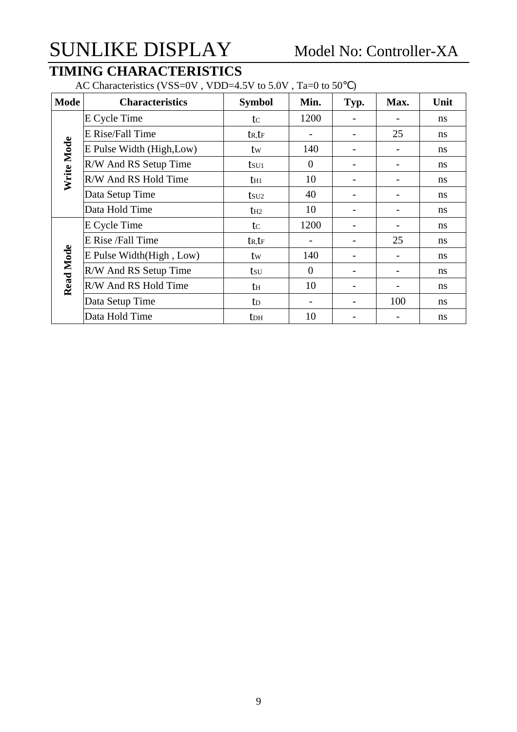# SUNLIKE DISPLAY Model No: Controller-XA

## TIMING CHARACTERISTICS

AC Characteristics (VSS=0V , VDD=4.5V to 5.0V , Ta=0 to 50℃)

| Mode | Characteristics | Symbol | Min. | Typ. | Max. | Unit |
|---|---|---|---|---|---|---|
| Write Mode | E Cycle Time | $t_C$ | 1200 | - | - | ns |
| | E Rise/Fall Time | $t_R, t_F$ | - | - | 25 | ns |
| | E Pulse Width (High,Low) | $t_W$ | 140 | - | - | ns |
| | R/W And RS Setup Time | $t_{SU1}$ | 0 | - | - | ns |
| | R/W And RS Hold Time | $t_{H1}$ | 10 | - | - | ns |
| | Data Setup Time | $t_{SU2}$ | 40 | - | - | ns |
| | Data Hold Time | $t_{H2}$ | 10 | - | - | ns |
| Read Mode | E Cycle Time | $t_C$ | 1200 | - | - | ns |
| | E Rise /Fall Time | $t_R, t_F$ | - | - | 25 | ns |
| | E Pulse Width(High , Low) | $t_W$ | 140 | - | - | ns |
| | R/W And RS Setup Time | $t_{SU}$ | 0 | - | - | ns |
| | R/W And RS Hold Time | $t_H$ | 10 | - | - | ns |
| | Data Setup Time | $t_D$ | - | - | 100 | ns |
| | Data Hold Time | $t_{DH}$ | 10 | - | - | ns |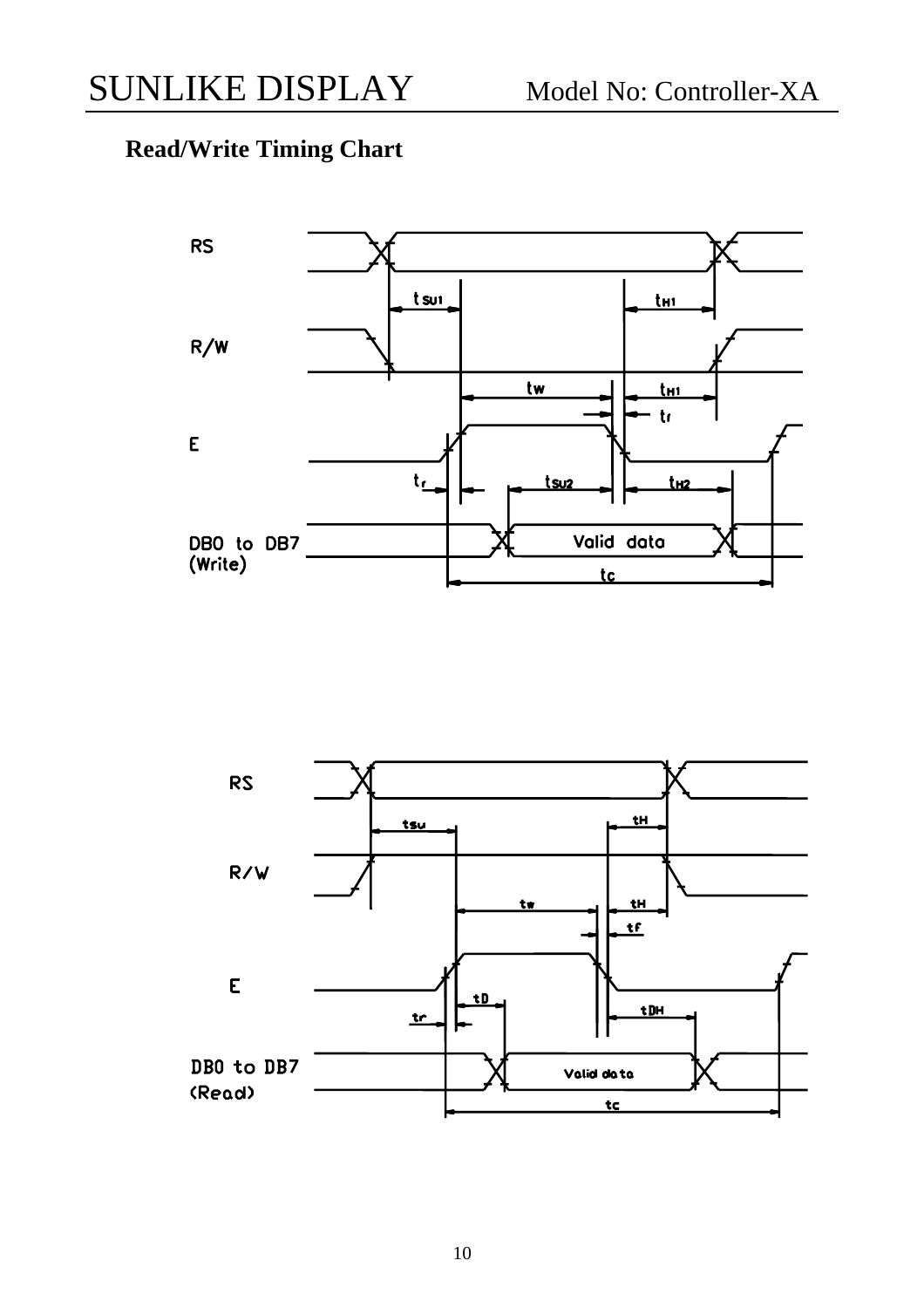## Read/Write Timing Chart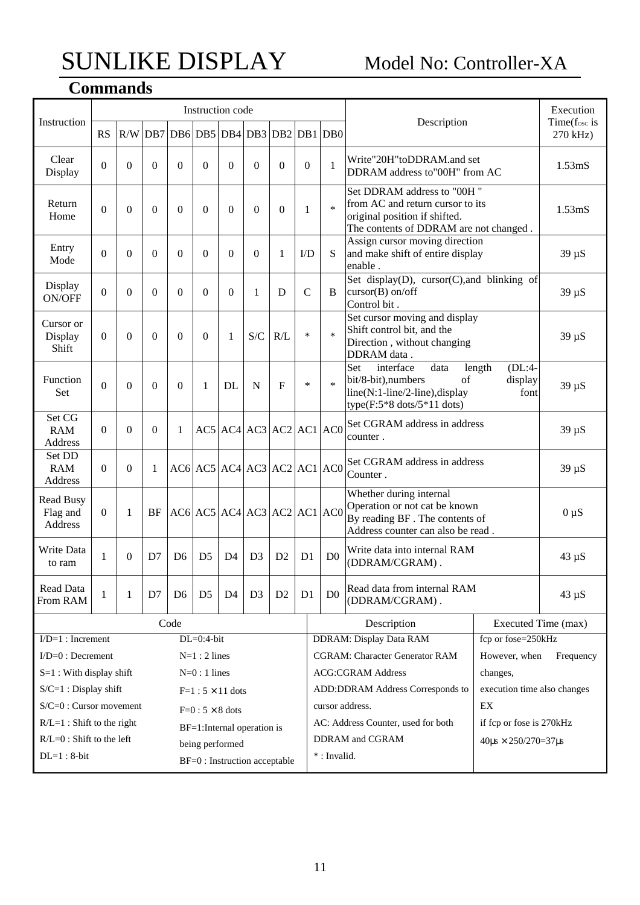## Commands

| Instruction | Instruction code | | | | | | | | | | Description | Execution Time($f_{OSC}$ is 270 kHz) |
|---|---|---|---|---|---|---|---|---|---|---|---|---|
| | RS | R/W | DB7 | DB6 | DB5 | DB4 | DB3 | DB2 | DB1 | DB0 | | |
| Clear Display | 0 | 0 | 0 | 0 | 0 | 0 | 0 | 0 | 0 | 1 | Write"20H"toDDRAM.and set DDRAM address to"00H" from AC | 1.53mS |
| Return Home | 0 | 0 | 0 | 0 | 0 | 0 | 0 | 0 | 1 | * | Set DDRAM address to "00H " from AC and return cursor to its original position if shifted. The contents of DDRAM are not changed . | 1.53mS |
| Entry Mode | 0 | 0 | 0 | 0 | 0 | 0 | 0 | 1 | I/D | S | Assign cursor moving direction and make shift of entire display enable . | 39 µS |
| Display ON/OFF | 0 | 0 | 0 | 0 | 0 | 0 | 1 | D | C | B | Set display(D), cursor(C),and blinking of cursor(B) on/off Control bit . | 39 µS |
| Cursor or Display Shift | 0 | 0 | 0 | 0 | 0 | 1 | S/C | R/L | * | * | Set cursor moving and display Shift control bit, and the Direction , without changing DDRAM data . | 39 µS |
| Function Set | 0 | 0 | 0 | 0 | 1 | DL | N | F | * | * | Set interface data length (DL:4-bit/8-bit),numbers of display line(N:1-line/2-line),display font type(F:5*8 dots/5*11 dots) | 39 µS |
| Set CG RAM Address | 0 | 0 | 0 | 1 | AC5 | AC4 | AC3 | AC2 | AC1 | AC0 | Set CGRAM address in address counter . | 39 µS |
| Set DD RAM Address | 0 | 0 | 1 | AC6 | AC5 | AC4 | AC3 | AC2 | AC1 | AC0 | Set CGRAM address in address Counter . | 39 µS |
| Read Busy Flag and Address | 0 | 1 | BF | AC6 | AC5 | AC4 | AC3 | AC2 | AC1 | AC0 | Whether during internal Operation or not cat be known By reading BF . The contents of Address counter can also be read . | 0 µS |
| Write Data to ram | 1 | 0 | D7 | D6 | D5 | D4 | D3 | D2 | D1 | D0 | Write data into internal RAM (DDRAM/CGRAM) . | 43 µS |
| Read Data From RAM | 1 | 1 | D7 | D6 | D5 | D4 | D3 | D2 | D1 | D0 | Read data from internal RAM (DDRAM/CGRAM) . | 43 µS |

| Code | | Description | Executed Time (max) |
|---|---|---|---|
| I/D=1 : Increment<br>I/D=0 : Decrement<br>S=1 : With display shift<br>S/C=1 : Display shift<br>S/C=0 : Cursor movement<br>R/L=1 : Shift to the right<br>R/L=0 : Shift to the left<br>DL=1 : 8-bit | DL=0:4-bit<br>N=1 : 2 lines<br>N=0 : 1 lines<br>F=1 : 5 × 11 dots<br>F=0 : 5 × 8 dots<br>BF=1:Internal operation is being performed<br>BF=0 : Instruction acceptable | DDRAM: Display Data RAM<br>CGRAM: Character Generator RAM<br>ACG:CGRAM Address<br>ADD:DDRAM Address Corresponds to cursor address.<br>AC: Address Counter, used for both DDRAM and CGRAM<br>* : Invalid. | fcp or fose=250kHz<br>However, when Frequency changes,<br>execution time also changes<br>EX<br>if fcp or fose is 270kHz<br>40µs × 250/270=37µs |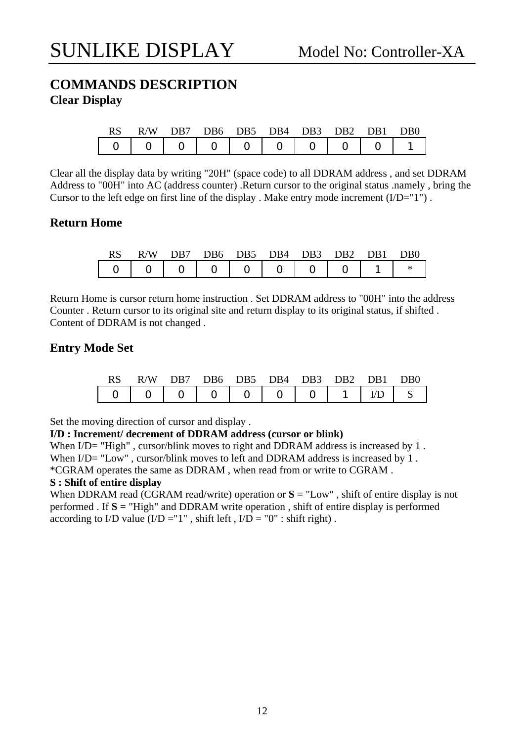## COMMANDS DESCRIPTION

### Clear Display

| RS | R/W | DB7 | DB6 | DB5 | DB4 | DB3 | DB2 | DB1 | DB0 |
|---|---|---|---|---|---|---|---|---|---|
| 0 | 0 | 0 | 0 | 0 | 0 | 0 | 0 | 0 | 1 |

Clear all the display data by writing "20H" (space code) to all DDRAM address , and set DDRAM Address to "00H" into AC (address counter) .Return cursor to the original status .namely , bring the Cursor to the left edge on first line of the display . Make entry mode increment (I/D="1") .

### Return Home

| RS | R/W | DB7 | DB6 | DB5 | DB4 | DB3 | DB2 | DB1 | DB0 |
|---|---|---|---|---|---|---|---|---|---|
| 0 | 0 | 0 | 0 | 0 | 0 | 0 | 0 | 1 | * |

Return Home is cursor return home instruction . Set DDRAM address to "00H" into the address Counter . Return cursor to its original site and return display to its original status, if shifted . Content of DDRAM is not changed .

### Entry Mode Set

| RS | R/W | DB7 | DB6 | DB5 | DB4 | DB3 | DB2 | DB1 | DB0 |
|---|---|---|---|---|---|---|---|---|---|
| 0 | 0 | 0 | 0 | 0 | 0 | 0 | 1 | I/D | S |

Set the moving direction of cursor and display .

**I/D : Increment/ decrement of DDRAM address (cursor or blink)**

When I/D= "High" , cursor/blink moves to right and DDRAM address is increased by 1 .
When I/D= "Low" , cursor/blink moves to left and DDRAM address is increased by 1 .
*CGRAM operates the same as DDRAM , when read from or write to CGRAM .

**S : Shift of entire display**

When DDRAM read (CGRAM read/write) operation or **S** = "Low" , shift of entire display is not performed . If **S =** "High" and DDRAM write operation , shift of entire display is performed according to I/D value (I/D ="1" , shift left , I/D = "0" : shift right) .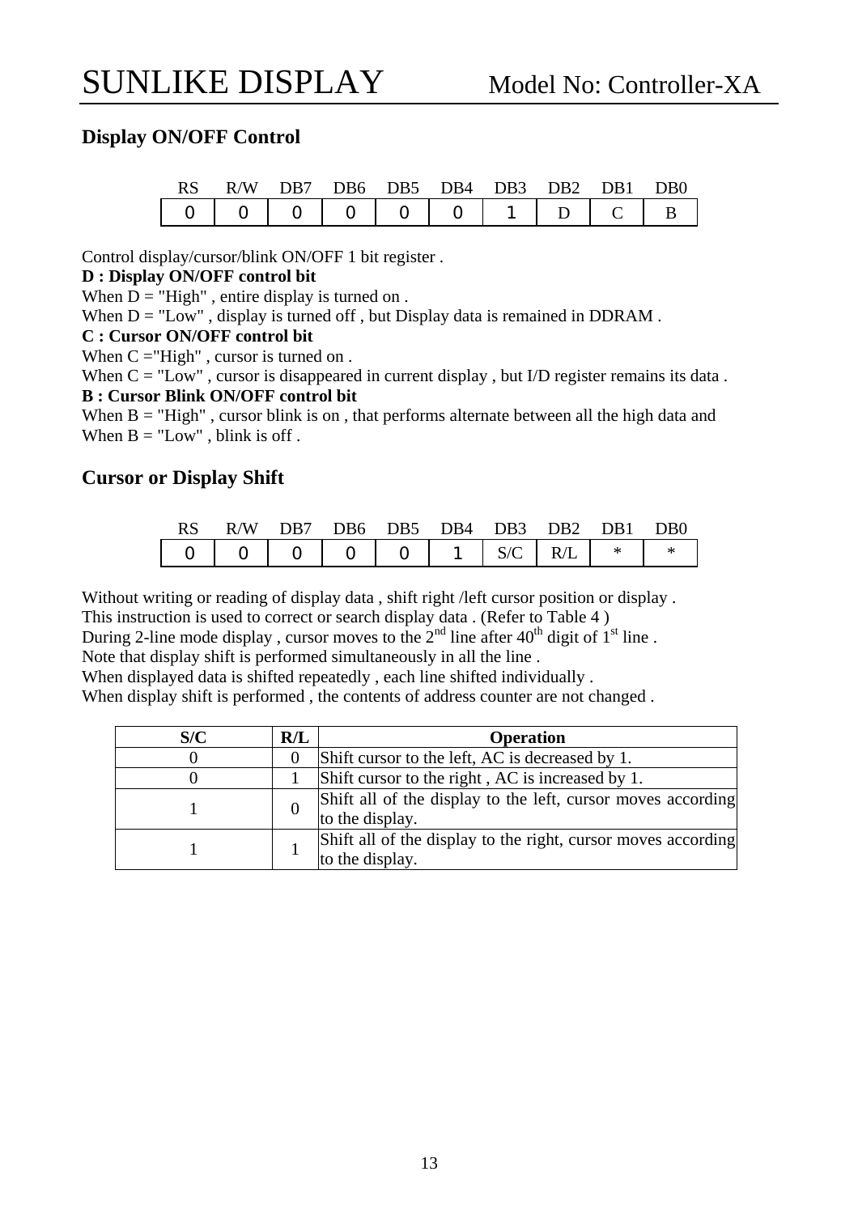## Display ON/OFF Control

| RS | R/W | DB7 | DB6 | DB5 | DB4 | DB3 | DB2 | DB1 | DB0 |
|---|---|---|---|---|---|---|---|---|---|
| 0 | 0 | 0 | 0 | 0 | 0 | 1 | D | C | B |

Control display/cursor/blink ON/OFF 1 bit register .

**D : Display ON/OFF control bit**

When D = "High" , entire display is turned on .

When D = "Low" , display is turned off , but Display data is remained in DDRAM .

**C : Cursor ON/OFF control bit**

When C ="High" , cursor is turned on .

When C = "Low" , cursor is disappeared in current display , but I/D register remains its data .

**B : Cursor Blink ON/OFF control bit**

When B = "High" , cursor blink is on , that performs alternate between all the high data and

When B = "Low" , blink is off .

## Cursor or Display Shift

| RS | R/W | DB7 | DB6 | DB5 | DB4 | DB3 | DB2 | DB1 | DB0 |
|---|---|---|---|---|---|---|---|---|---|
| 0 | 0 | 0 | 0 | 0 | 1 | S/C | R/L | * | * |

Without writing or reading of display data , shift right /left cursor position or display .

This instruction is used to correct or search display data . (Refer to Table 4 )

During 2-line mode display , cursor moves to the 2nd line after 40th digit of 1st line .

Note that display shift is performed simultaneously in all the line .

When displayed data is shifted repeatedly , each line shifted individually .

When display shift is performed , the contents of address counter are not changed .

| S/C | R/L | Operation |
|---|---|---|
| 0 | 0 | Shift cursor to the left, AC is decreased by 1. |
| 0 | 1 | Shift cursor to the right , AC is increased by 1. |
| 1 | 0 | Shift all of the display to the left, cursor moves according to the display. |
| 1 | 1 | Shift all of the display to the right, cursor moves according to the display. |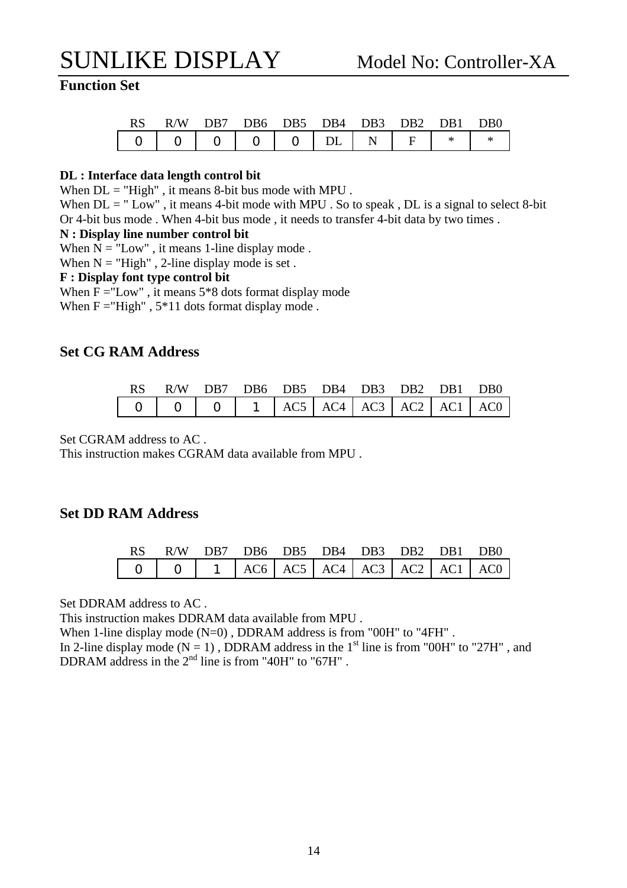## Function Set

| RS | R/W | DB7 | DB6 | DB5 | DB4 | DB3 | DB2 | DB1 | DB0 |
|---|---|---|---|---|---|---|---|---|---|
| 0 | 0 | 0 | 0 | 0 | DL | N | F | * | * |

**DL : Interface data length control bit**
When DL = "High" , it means 8-bit bus mode with MPU .
When DL = " Low" , it means 4-bit mode with MPU . So to speak , DL is a signal to select 8-bit Or 4-bit bus mode . When 4-bit bus mode , it needs to transfer 4-bit data by two times .
**N : Display line number control bit**
When N = "Low" , it means 1-line display mode .
When N = "High" , 2-line display mode is set .
**F : Display font type control bit**
When F ="Low" , it means 5*8 dots format display mode
When F ="High" , 5*11 dots format display mode .

## Set CG RAM Address

| RS | R/W | DB7 | DB6 | DB5 | DB4 | DB3 | DB2 | DB1 | DB0 |
|---|---|---|---|---|---|---|---|---|---|
| 0 | 0 | 0 | 1 | AC5 | AC4 | AC3 | AC2 | AC1 | AC0 |

Set CGRAM address to AC .
This instruction makes CGRAM data available from MPU .

## Set DD RAM Address

| RS | R/W | DB7 | DB6 | DB5 | DB4 | DB3 | DB2 | DB1 | DB0 |
|---|---|---|---|---|---|---|---|---|---|
| 0 | 0 | 1 | AC6 | AC5 | AC4 | AC3 | AC2 | AC1 | AC0 |

Set DDRAM address to AC .
This instruction makes DDRAM data available from MPU .
When 1-line display mode (N=0) , DDRAM address is from "00H" to "4FH" .
In 2-line display mode (N = 1) , DDRAM address in the 1st line is from "00H" to "27H" , and DDRAM address in the 2nd line is from "40H" to "67H" .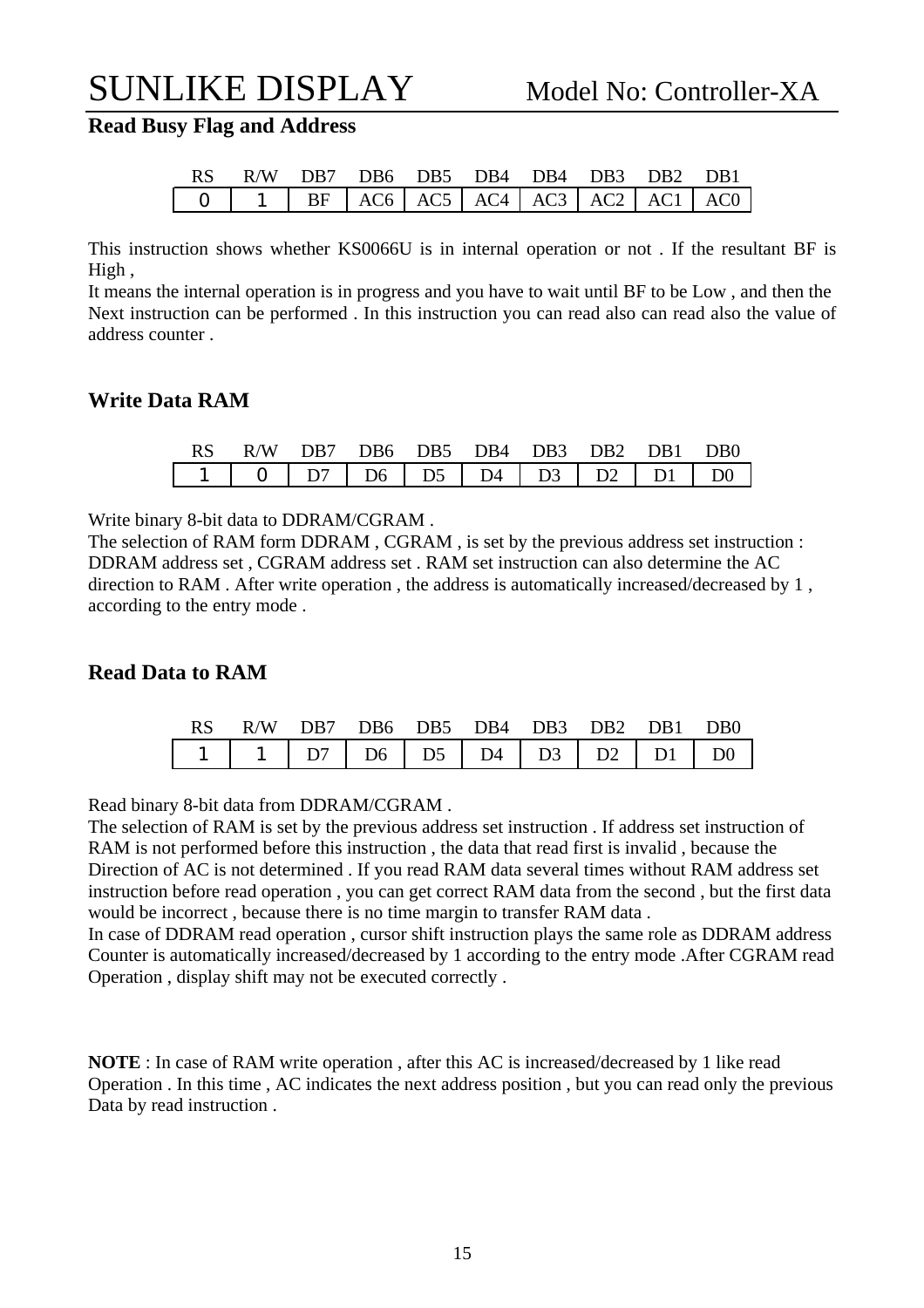## Read Busy Flag and Address

| RS | R/W | DB7 | DB6 | DB5 | DB4 | DB4 | DB3 | DB2 | DB1 |
|---|---|---|---|---|---|---|---|---|---|
| 0 | 1 | BF | AC6 | AC5 | AC4 | AC3 | AC2 | AC1 | AC0 |

This instruction shows whether KS0066U is in internal operation or not . If the resultant BF is High ,
It means the internal operation is in progress and you have to wait until BF to be Low , and then the Next instruction can be performed . In this instruction you can read also can read also the value of address counter .

## Write Data RAM

| RS | R/W | DB7 | DB6 | DB5 | DB4 | DB3 | DB2 | DB1 | DB0 |
|---|---|---|---|---|---|---|---|---|---|
| 1 | 0 | D7 | D6 | D5 | D4 | D3 | D2 | D1 | D0 |

Write binary 8-bit data to DDRAM/CGRAM .
The selection of RAM form DDRAM , CGRAM , is set by the previous address set instruction : DDRAM address set , CGRAM address set . RAM set instruction can also determine the AC direction to RAM . After write operation , the address is automatically increased/decreased by 1 , according to the entry mode .

## Read Data to RAM

| RS | R/W | DB7 | DB6 | DB5 | DB4 | DB3 | DB2 | DB1 | DB0 |
|---|---|---|---|---|---|---|---|---|---|
| 1 | 1 | D7 | D6 | D5 | D4 | D3 | D2 | D1 | D0 |

Read binary 8-bit data from DDRAM/CGRAM .
The selection of RAM is set by the previous address set instruction . If address set instruction of RAM is not performed before this instruction , the data that read first is invalid , because the Direction of AC is not determined . If you read RAM data several times without RAM address set instruction before read operation , you can get correct RAM data from the second , but the first data would be incorrect , because there is no time margin to transfer RAM data .
In case of DDRAM read operation , cursor shift instruction plays the same role as DDRAM address Counter is automatically increased/decreased by 1 according to the entry mode .After CGRAM read Operation , display shift may not be executed correctly .

**NOTE** : In case of RAM write operation , after this AC is increased/decreased by 1 like read Operation . In this time , AC indicates the next address position , but you can read only the previous Data by read instruction .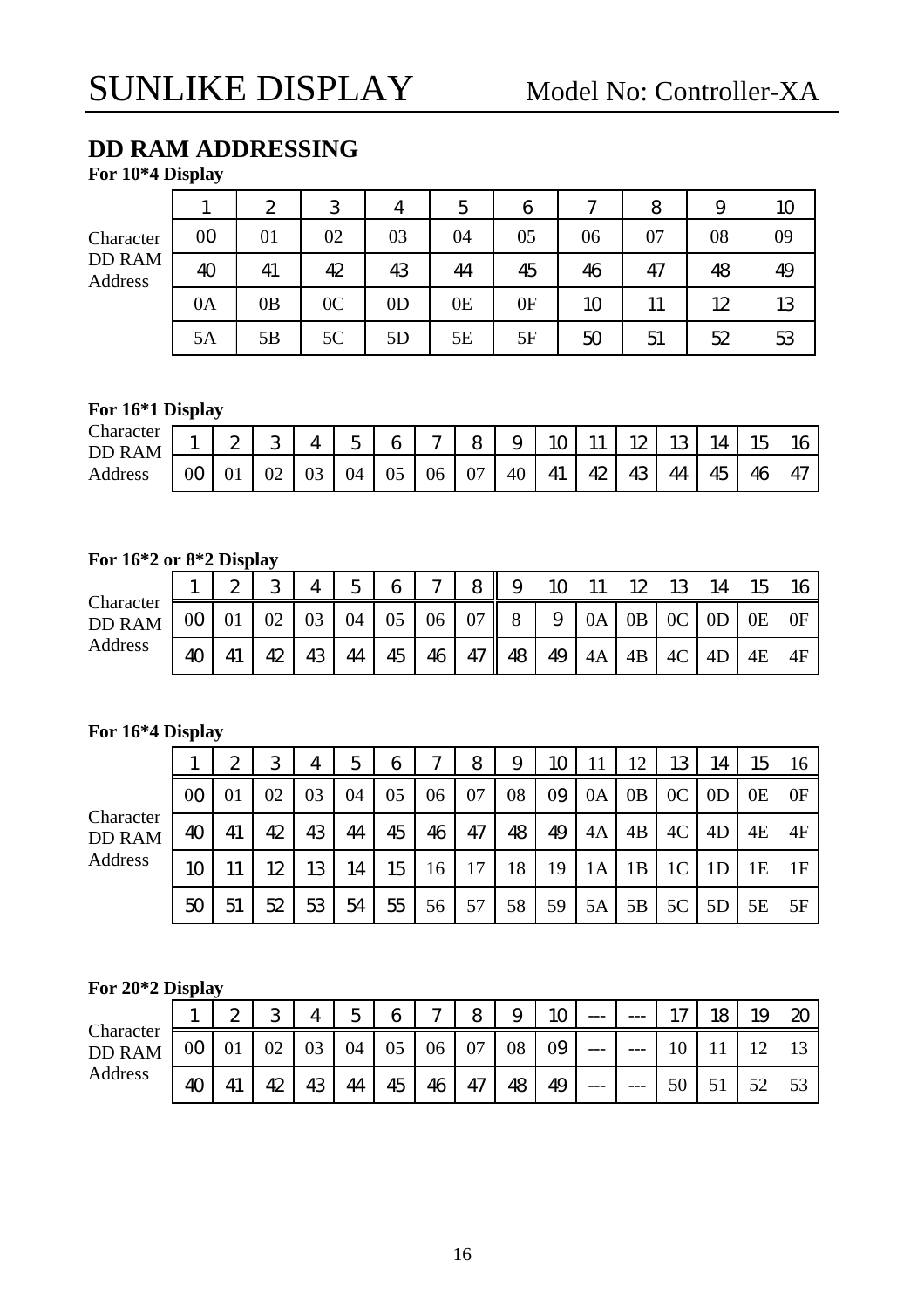## DD RAM ADDRESSING

**For 10*4 Display**

| | 1 | 2 | 3 | 4 | 5 | 6 | 7 | 8 | 9 | 10 |
|---|---|---|---|---|---|---|---|---|---|---|
| Character DD RAM Address | 00 | 01 | 02 | 03 | 04 | 05 | 06 | 07 | 08 | 09 |
| | 40 | 41 | 42 | 43 | 44 | 45 | 46 | 47 | 48 | 49 |
| | 0A | 0B | 0C | 0D | 0E | 0F | 10 | 11 | 12 | 13 |
| | 5A | 5B | 5C | 5D | 5E | 5F | 50 | 51 | 52 | 53 |

**For 16*1 Display**

| Character DD RAM Address | 1 | 2 | 3 | 4 | 5 | 6 | 7 | 8 | 9 | 10 | 11 | 12 | 13 | 14 | 15 | 16 |
|---|---|---|---|---|---|---|---|---|---|---|---|---|---|---|---|---|
| | 00 | 01 | 02 | 03 | 04 | 05 | 06 | 07 | 40 | 41 | 42 | 43 | 44 | 45 | 46 | 47 |

**For 16*2 or 8*2 Display**

| | 1 | 2 | 3 | 4 | 5 | 6 | 7 | 8 | 9 | 10 | 11 | 12 | 13 | 14 | 15 | 16 |
|---|---|---|---|---|---|---|---|---|---|---|---|---|---|---|---|---|
| Character DD RAM Address | 00 | 01 | 02 | 03 | 04 | 05 | 06 | 07 | 8 | 9 | 0A | 0B | 0C | 0D | 0E | 0F |
| | 40 | 41 | 42 | 43 | 44 | 45 | 46 | 47 | 48 | 49 | 4A | 4B | 4C | 4D | 4E | 4F |

**For 16*4 Display**

| | 1 | 2 | 3 | 4 | 5 | 6 | 7 | 8 | 9 | 10 | 11 | 12 | 13 | 14 | 15 | 16 |
|---|---|---|---|---|---|---|---|---|---|---|---|---|---|---|---|---|
| Character DD RAM Address | 00 | 01 | 02 | 03 | 04 | 05 | 06 | 07 | 08 | 09 | 0A | 0B | 0C | 0D | 0E | 0F |
| | 40 | 41 | 42 | 43 | 44 | 45 | 46 | 47 | 48 | 49 | 4A | 4B | 4C | 4D | 4E | 4F |
| | 10 | 11 | 12 | 13 | 14 | 15 | 16 | 17 | 18 | 19 | 1A | 1B | 1C | 1D | 1E | 1F |
| | 50 | 51 | 52 | 53 | 54 | 55 | 56 | 57 | 58 | 59 | 5A | 5B | 5C | 5D | 5E | 5F |

**For 20*2 Display**

| | 1 | 2 | 3 | 4 | 5 | 6 | 7 | 8 | 9 | 10 | --- | --- | 17 | 18 | 19 | 20 |
|---|---|---|---|---|---|---|---|---|---|---|---|---|---|---|---|---|
| Character DD RAM Address | 00 | 01 | 02 | 03 | 04 | 05 | 06 | 07 | 08 | 09 | --- | --- | 10 | 11 | 12 | 13 |
| | 40 | 41 | 42 | 43 | 44 | 45 | 46 | 47 | 48 | 49 | --- | --- | 50 | 51 | 52 | 53 |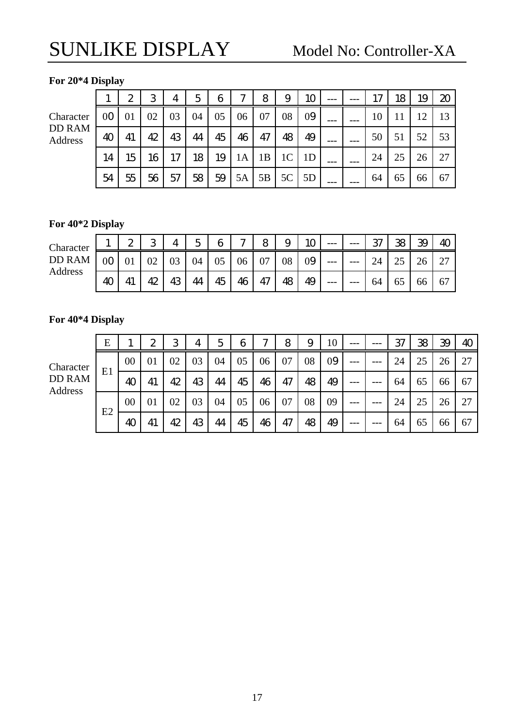**For 20*4 Display**

| | 1 | 2 | 3 | 4 | 5 | 6 | 7 | 8 | 9 | 10 | --- | --- | 17 | 18 | 19 | 20 |
|---|---|---|---|---|---|---|---|---|---|---|---|---|---|---|---|---|
| Character DD RAM Address | 00 | 01 | 02 | 03 | 04 | 05 | 06 | 07 | 08 | 09 | --- | --- | 10 | 11 | 12 | 13 |
| | 40 | 41 | 42 | 43 | 44 | 45 | 46 | 47 | 48 | 49 | --- | --- | 50 | 51 | 52 | 53 |
| | 14 | 15 | 16 | 17 | 18 | 19 | 1A | 1B | 1C | 1D | --- | --- | 24 | 25 | 26 | 27 |
| | 54 | 55 | 56 | 57 | 58 | 59 | 5A | 5B | 5C | 5D | --- | --- | 64 | 65 | 66 | 67 |

**For 40*2 Display**

| | 1 | 2 | 3 | 4 | 5 | 6 | 7 | 8 | 9 | 10 | --- | --- | 37 | 38 | 39 | 40 |
|---|---|---|---|---|---|---|---|---|---|---|---|---|---|---|---|---|
| Character DD RAM Address | 00 | 01 | 02 | 03 | 04 | 05 | 06 | 07 | 08 | 09 | --- | --- | 24 | 25 | 26 | 27 |
| | 40 | 41 | 42 | 43 | 44 | 45 | 46 | 47 | 48 | 49 | --- | --- | 64 | 65 | 66 | 67 |

**For 40*4 Display**

| | E | 1 | 2 | 3 | 4 | 5 | 6 | 7 | 8 | 9 | 10 | --- | --- | 37 | 38 | 39 | 40 |
|---|---|---|---|---|---|---|---|---|---|---|---|---|---|---|---|---|---|
| Character DD RAM Address | E1 | 00 | 01 | 02 | 03 | 04 | 05 | 06 | 07 | 08 | 09 | --- | --- | 24 | 25 | 26 | 27 |
| | | 40 | 41 | 42 | 43 | 44 | 45 | 46 | 47 | 48 | 49 | --- | --- | 64 | 65 | 66 | 67 |
| | E2 | 00 | 01 | 02 | 03 | 04 | 05 | 06 | 07 | 08 | 09 | --- | --- | 24 | 25 | 26 | 27 |
| | | 40 | 41 | 42 | 43 | 44 | 45 | 46 | 47 | 48 | 49 | --- | --- | 64 | 65 | 66 | 67 |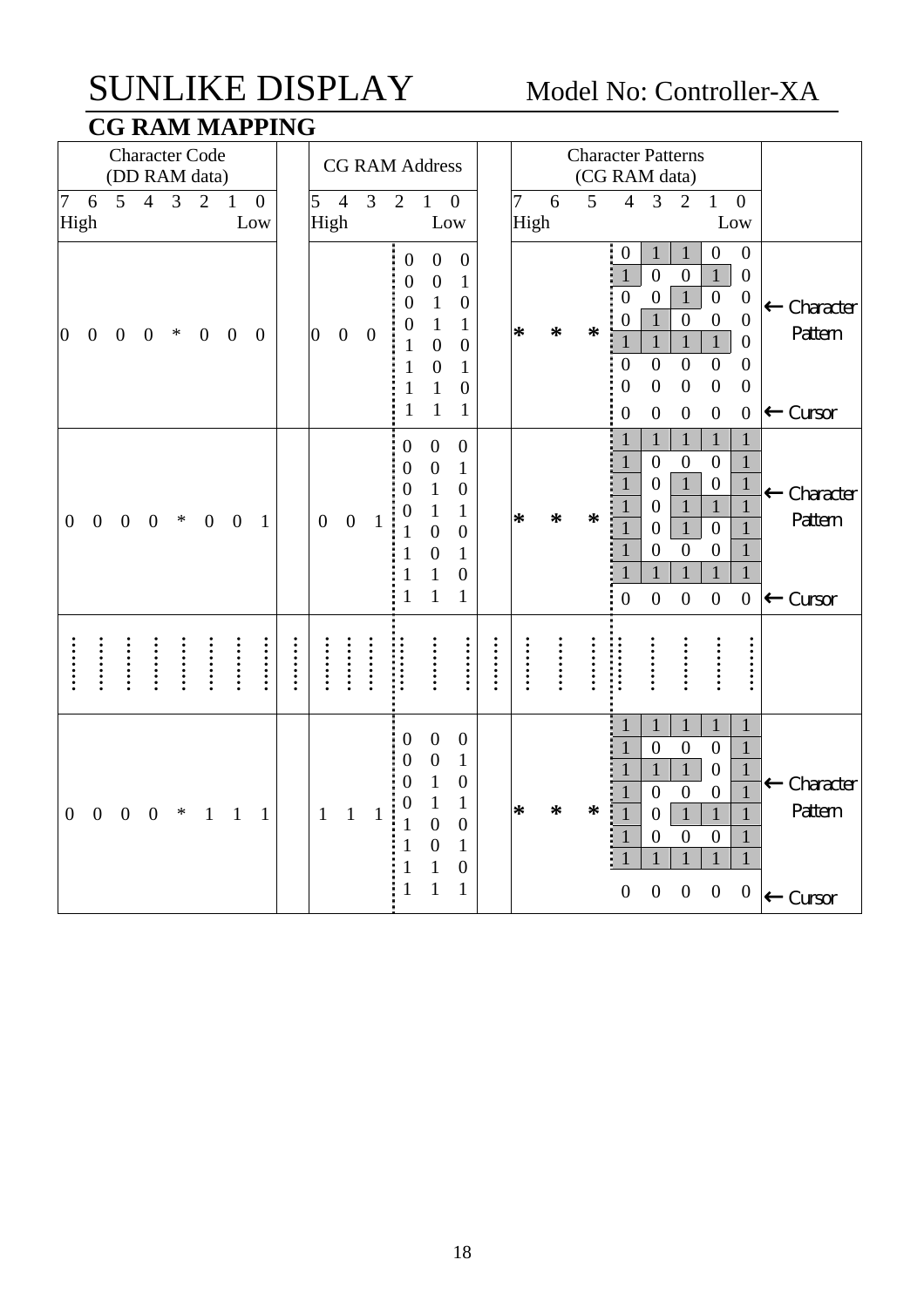SUNLIKE DISPLAY Model No: Controller-XA

## CG RAM MAPPING

| Character Code (DD RAM data) | CG RAM Address | Character Patterns (CG RAM data) | |
|---|---|---|---|
| 7 6 5 4 3 2 1 0<br>High Low | 5 4 3 2 1 0<br>High Low | 7 6 5 4 3 2 1 0<br>High Low | |
| 0 0 0 0 * 0 0 0 | 0 0 0 0 0 0 | * * * 0 1 1 0 0 | ← Character Pattern |
| | 0 0 1 | * * * 1 0 0 1 0 | |
| | 0 1 0 | * * * 0 0 1 0 0 | |
| | 0 1 1 | * * * 0 1 0 0 0 | |
| | 1 0 0 | * * * 1 1 1 1 0 | |
| | 1 0 1 | * * * 0 0 0 0 0 | |
| | 1 1 0 | * * * 0 0 0 0 0 | |
| | 1 1 1 | * * * 0 0 0 0 0 | ← Cursor |
| 0 0 0 0 * 0 0 1 | 0 0 1 0 0 0 | * * * 1 1 1 1 1 | ← Character Pattern |
| | 0 0 1 | * * * 1 0 0 0 1 | |
| | 0 1 0 | * * * 1 0 1 0 1 | |
| | 0 1 1 | * * * 1 0 1 1 1 | |
| | 1 0 0 | * * * 1 0 1 0 1 | |
| | 1 0 1 | * * * 1 0 0 0 1 | |
| | 1 1 0 | * * * 1 1 1 1 1 | |
| | 1 1 1 | * * * 0 0 0 0 0 | ← Cursor |
| ⋮ | ⋮ | ⋮ | |
| 0 0 0 0 * 1 1 1 | 1 1 1 0 0 0 | * * * 1 1 1 1 1 | ← Character Pattern |
| | 0 0 1 | * * * 1 0 0 0 1 | |
| | 0 1 0 | * * * 1 1 1 0 1 | |
| | 0 1 1 | * * * 1 0 0 0 1 | |
| | 1 0 0 | * * * 1 0 1 1 1 | |
| | 1 0 1 | * * * 1 0 0 0 1 | |
| | 1 1 0 | * * * 1 1 1 1 1 | |
| | 1 1 1 | * * * 0 0 0 0 0 | ← Cursor |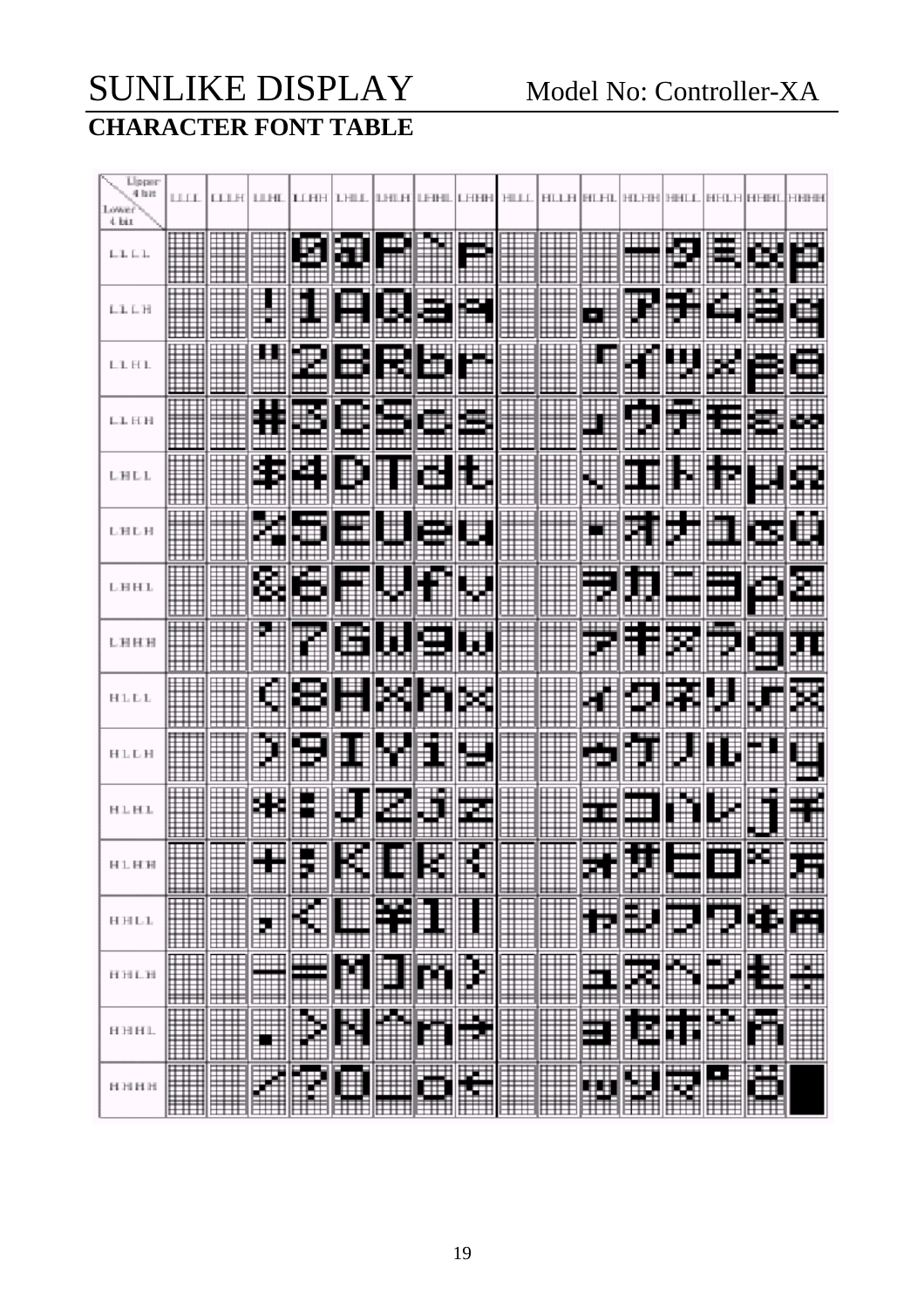# SUNLIKE DISPLAY Model No: Controller-XA

## CHARACTER FONT TABLE

| Upper 4 bit / Lower 4 bit | LLLL | LLLH | LLHL | LLHH | LHLL | LHLH | LHHL | LHHH | HLLL | HLLH | HLHL | HLHH | HHLL | HHLH | HHHL | HHHH |
|---|---|---|---|---|---|---|---|---|---|---|---|---|---|---|---|---|
| LLLL | | | | 0 | @ | P | ` | p | | | | ー | タ | ミ | α | p |
| LLLH | | | ! | 1 | A | Q | a | q | | | 。 | ア | チ | ム | ä | q |
| LLHL | | | " | 2 | B | R | b | r | | | 「 | イ | ツ | メ | β | θ |
| LLHH | | | # | 3 | C | S | c | s | | | 」 | ウ | テ | モ | ε | ∞ |
| LHLL | | | $ | 4 | D | T | d | t | | | 、 | エ | ト | ヤ | μ | Ω |
| LHLH | | | % | 5 | E | U | e | u | | | ・ | オ | ナ | ユ | σ | ü |
| LHHL | | | & | 6 | F | V | f | v | | | ヲ | カ | ニ | ヨ | ρ | Σ |
| LHHH | | | ' | 7 | G | W | g | w | | | ァ | キ | ヌ | ラ | g | π |
| HLLL | | | ( | 8 | H | X | h | x | | | ィ | ク | ネ | リ | √ | x̄ |
| HLLH | | | ) | 9 | I | Y | i | y | | | ゥ | ケ | ノ | ル | ⁻¹ | y |
| HLHL | | | * | : | J | Z | j | z | | | ェ | コ | ハ | レ | j | 千 |
| HLHH | | | + | ; | K | [ | k | { | | | ォ | サ | ヒ | ロ | × | 万 |
| HHLL | | | , | < | L | ¥ | l | \| | | | ャ | シ | フ | ワ | ¢ | 円 |
| HHLH | | | - | = | M | ] | m | } | | | ュ | ス | ヘ | ン | £ | ÷ |
| HHHL | | | . | > | N | ^ | n | → | | | ョ | セ | ホ | ゛ | ñ | |
| HHHH | | | / | ? | O | _ | o | ← | | | ッ | ソ | マ | ゜ | ö | █ |